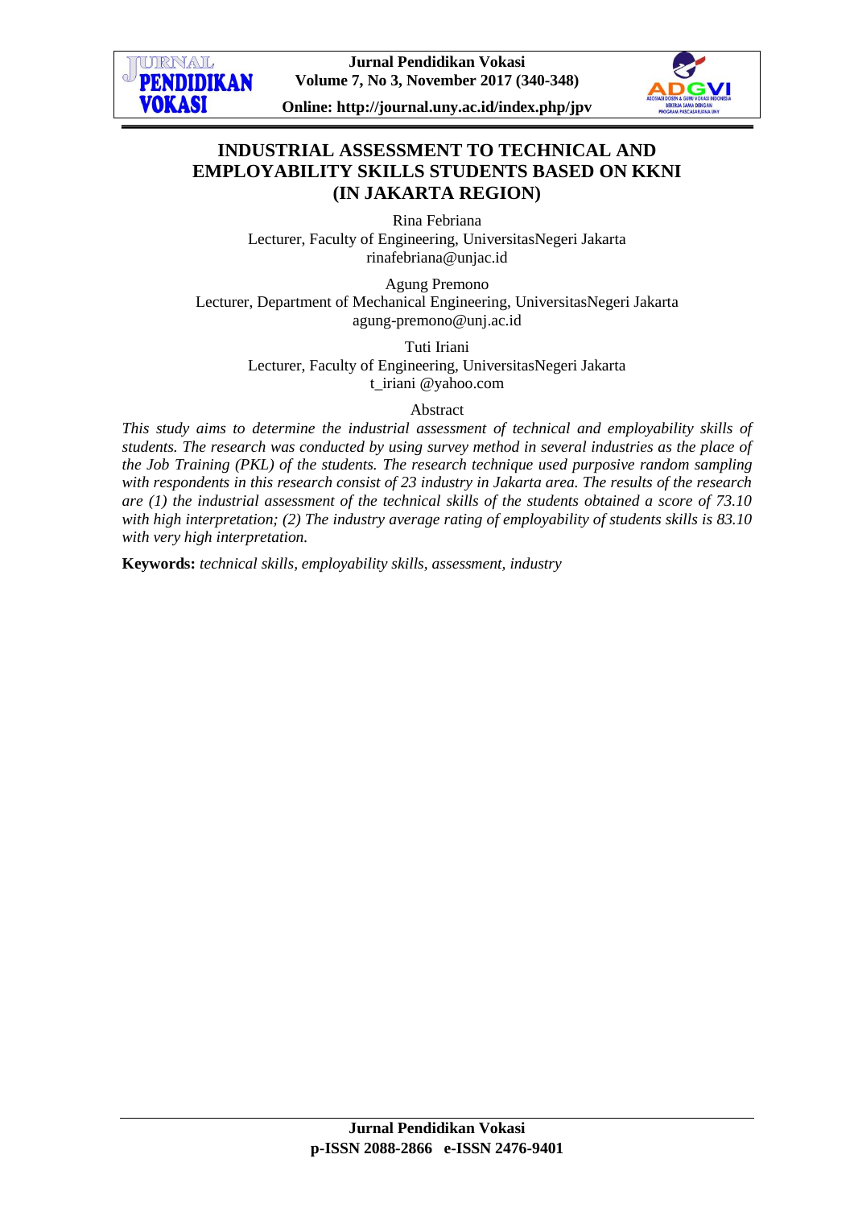# INDUSTRIAL ASSESSMENT TO TECHNICAL AND EMPLOYABILITY SKILLS STUDENTS BASED ON KKNI (IN JAKARTA REGION)

Rina Febriana
Lecturer, Faculty of Engineering, UniversitasNegeri Jakarta
rinafebriana@unjac.id

Agung Premono
Lecturer, Department of Mechanical Engineering, UniversitasNegeri Jakarta
agung-premono@unj.ac.id

Tuti Iriani
Lecturer, Faculty of Engineering, UniversitasNegeri Jakarta
t_iriani @yahoo.com

Abstract

*This study aims to determine the industrial assessment of technical and employability skills of students. The research was conducted by using survey method in several industries as the place of the Job Training (PKL) of the students. The research technique used purposive random sampling with respondents in this research consist of 23 industry in Jakarta area. The results of the research are (1) the industrial assessment of the technical skills of the students obtained a score of 73.10 with high interpretation; (2) The industry average rating of employability of students skills is 83.10 with very high interpretation.*

**Keywords:** *technical skills, employability skills, assessment, industry*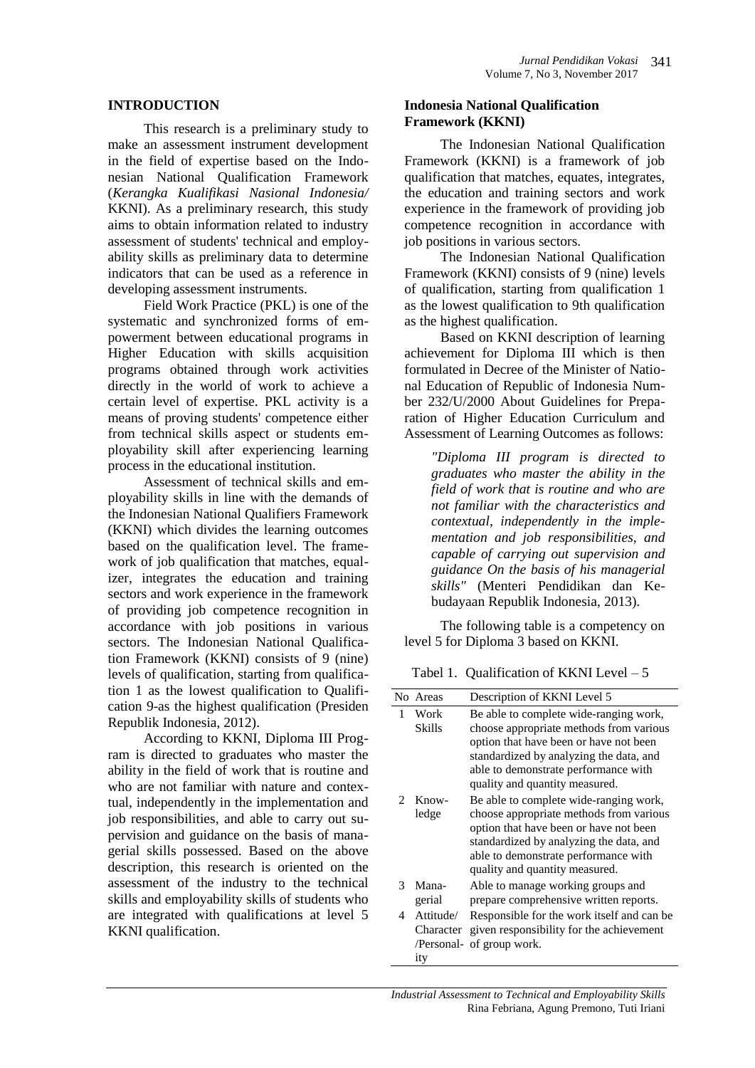## INTRODUCTION

This research is a preliminary study to make an assessment instrument development in the field of expertise based on the Indonesian National Qualification Framework (*Kerangka Kualifikasi Nasional Indonesia/* KKNI). As a preliminary research, this study aims to obtain information related to industry assessment of students' technical and employability skills as preliminary data to determine indicators that can be used as a reference in developing assessment instruments.

Field Work Practice (PKL) is one of the systematic and synchronized forms of empowerment between educational programs in Higher Education with skills acquisition programs obtained through work activities directly in the world of work to achieve a certain level of expertise. PKL activity is a means of proving students' competence either from technical skills aspect or students employability skill after experiencing learning process in the educational institution.

Assessment of technical skills and employability skills in line with the demands of the Indonesian National Qualifiers Framework (KKNI) which divides the learning outcomes based on the qualification level. The framework of job qualification that matches, equalizer, integrates the education and training sectors and work experience in the framework of providing job competence recognition in accordance with job positions in various sectors. The Indonesian National Qualification Framework (KKNI) consists of 9 (nine) levels of qualification, starting from qualification 1 as the lowest qualification to Qualification 9-as the highest qualification (Presiden Republik Indonesia, 2012).

According to KKNI, Diploma III Program is directed to graduates who master the ability in the field of work that is routine and who are not familiar with nature and contextual, independently in the implementation and job responsibilities, and able to carry out supervision and guidance on the basis of managerial skills possessed. Based on the above description, this research is oriented on the assessment of the industry to the technical skills and employability skills of students who are integrated with qualifications at level 5 KKNI qualification.

### Indonesia National Qualification Framework (KKNI)

The Indonesian National Qualification Framework (KKNI) is a framework of job qualification that matches, equates, integrates, the education and training sectors and work experience in the framework of providing job competence recognition in accordance with job positions in various sectors.

The Indonesian National Qualification Framework (KKNI) consists of 9 (nine) levels of qualification, starting from qualification 1 as the lowest qualification to 9th qualification as the highest qualification.

Based on KKNI description of learning achievement for Diploma III which is then formulated in Decree of the Minister of National Education of Republic of Indonesia Number 232/U/2000 About Guidelines for Preparation of Higher Education Curriculum and Assessment of Learning Outcomes as follows:

> *"Diploma III program is directed to graduates who master the ability in the field of work that is routine and who are not familiar with the characteristics and contextual, independently in the implementation and job responsibilities, and capable of carrying out supervision and guidance On the basis of his managerial skills"* (Menteri Pendidikan dan Kebudayaan Republik Indonesia, 2013).

The following table is a competency on level 5 for Diploma 3 based on KKNI.

Tabel 1. Qualification of KKNI Level – 5

| No | Areas | Description of KKNI Level 5 |
|---|---|---|
| 1 | Work Skills | Be able to complete wide-ranging work, choose appropriate methods from various option that have been or have not been standardized by analyzing the data, and able to demonstrate performance with quality and quantity measured. |
| 2 | Knowledge | Be able to complete wide-ranging work, choose appropriate methods from various option that have been or have not been standardized by analyzing the data, and able to demonstrate performance with quality and quantity measured. |
| 3 | Managerial | Able to manage working groups and prepare comprehensive written reports. |
| 4 | Attitude/ Character /Personality | Responsible for the work itself and can be given responsibility for the achievement of group work. |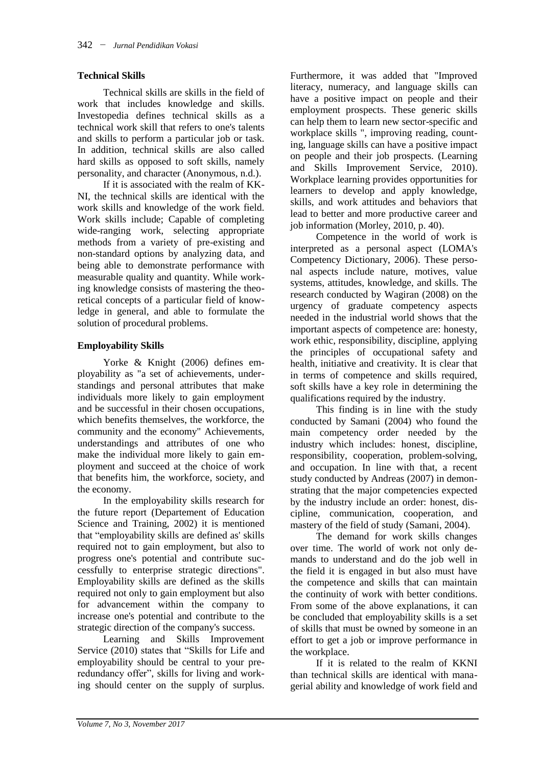### Technical Skills

Technical skills are skills in the field of work that includes knowledge and skills. Investopedia defines technical skills as a technical work skill that refers to one's talents and skills to perform a particular job or task. In addition, technical skills are also called hard skills as opposed to soft skills, namely personality, and character (Anonymous, n.d.).

If it is associated with the realm of KK-NI, the technical skills are identical with the work skills and knowledge of the work field. Work skills include; Capable of completing wide-ranging work, selecting appropriate methods from a variety of pre-existing and non-standard options by analyzing data, and being able to demonstrate performance with measurable quality and quantity. While working knowledge consists of mastering the theoretical concepts of a particular field of knowledge in general, and able to formulate the solution of procedural problems.

### Employability Skills

Yorke & Knight (2006) defines employability as "a set of achievements, understandings and personal attributes that make individuals more likely to gain employment and be successful in their chosen occupations, which benefits themselves, the workforce, the community and the economy" Achievements, understandings and attributes of one who make the individual more likely to gain employment and succeed at the choice of work that benefits him, the workforce, society, and the economy.

In the employability skills research for the future report (Departement of Education Science and Training, 2002) it is mentioned that "employability skills are defined as' skills required not to gain employment, but also to progress one's potential and contribute successfully to enterprise strategic directions". Employability skills are defined as the skills required not only to gain employment but also for advancement within the company to increase one's potential and contribute to the strategic direction of the company's success.

Learning and Skills Improvement Service (2010) states that "Skills for Life and employability should be central to your pre-redundancy offer", skills for living and working should center on the supply of surplus. Furthermore, it was added that "Improved literacy, numeracy, and language skills can have a positive impact on people and their employment prospects. These generic skills can help them to learn new sector-specific and workplace skills ", improving reading, counting, language skills can have a positive impact on people and their job prospects. (Learning and Skills Improvement Service, 2010). Workplace learning provides opportunities for learners to develop and apply knowledge, skills, and work attitudes and behaviors that lead to better and more productive career and job information (Morley, 2010, p. 40).

Competence in the world of work is interpreted as a personal aspect (LOMA's Competency Dictionary, 2006). These personal aspects include nature, motives, value systems, attitudes, knowledge, and skills. The research conducted by Wagiran (2008) on the urgency of graduate competency aspects needed in the industrial world shows that the important aspects of competence are: honesty, work ethic, responsibility, discipline, applying the principles of occupational safety and health, initiative and creativity. It is clear that in terms of competence and skills required, soft skills have a key role in determining the qualifications required by the industry.

This finding is in line with the study conducted by Samani (2004) who found the main competency order needed by the industry which includes: honest, discipline, responsibility, cooperation, problem-solving, and occupation. In line with that, a recent study conducted by Andreas (2007) in demonstrating that the major competencies expected by the industry include an order: honest, discipline, communication, cooperation, and mastery of the field of study (Samani, 2004).

The demand for work skills changes over time. The world of work not only demands to understand and do the job well in the field it is engaged in but also must have the competence and skills that can maintain the continuity of work with better conditions. From some of the above explanations, it can be concluded that employability skills is a set of skills that must be owned by someone in an effort to get a job or improve performance in the workplace.

If it is related to the realm of KKNI than technical skills are identical with managerial ability and knowledge of work field and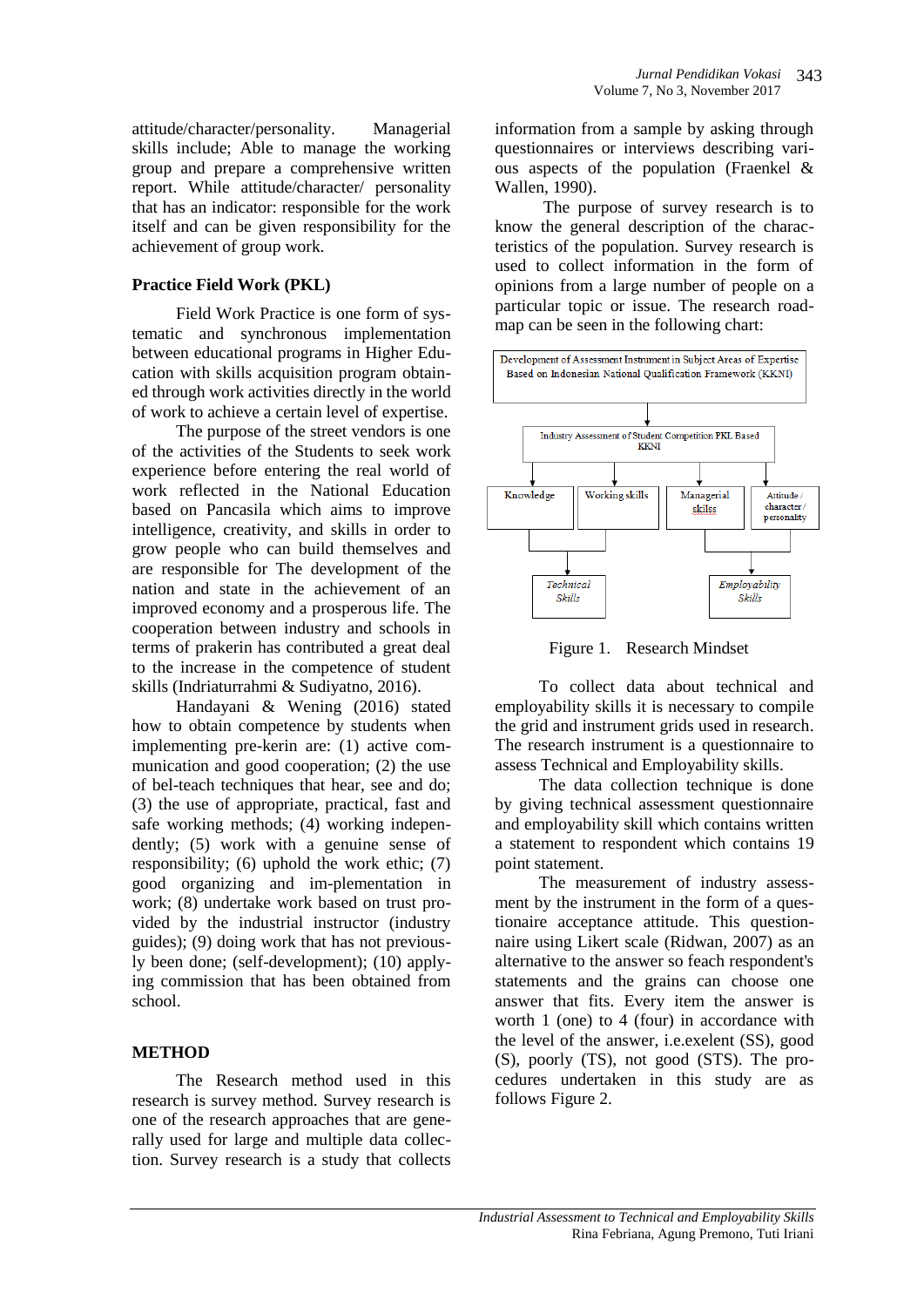attitude/character/personality. Managerial skills include; Able to manage the working group and prepare a comprehensive written report. While attitude/character/ personality that has an indicator: responsible for the work itself and can be given responsibility for the achievement of group work.

### Practice Field Work (PKL)

Field Work Practice is one form of systematic and synchronous implementation between educational programs in Higher Education with skills acquisition program obtained through work activities directly in the world of work to achieve a certain level of expertise.

The purpose of the street vendors is one of the activities of the Students to seek work experience before entering the real world of work reflected in the National Education based on Pancasila which aims to improve intelligence, creativity, and skills in order to grow people who can build themselves and are responsible for The development of the nation and state in the achievement of an improved economy and a prosperous life. The cooperation between industry and schools in terms of prakerin has contributed a great deal to the increase in the competence of student skills (Indriaturrahmi & Sudiyatno, 2016).

Handayani & Wening (2016) stated how to obtain competence by students when implementing pre-kerin are: (1) active communication and good cooperation; (2) the use of bel-teach techniques that hear, see and do; (3) the use of appropriate, practical, fast and safe working methods; (4) working independently; (5) work with a genuine sense of responsibility; (6) uphold the work ethic; (7) good organizing and im-plementation in work; (8) undertake work based on trust provided by the industrial instructor (industry guides); (9) doing work that has not previously been done; (self-development); (10) applying commission that has been obtained from school.

## METHOD

The Research method used in this research is survey method. Survey research is one of the research approaches that are generally used for large and multiple data collection. Survey research is a study that collects information from a sample by asking through questionnaires or interviews describing various aspects of the population (Fraenkel & Wallen, 1990).

The purpose of survey research is to know the general description of the characteristics of the population. Survey research is used to collect information in the form of opinions from a large number of people on a particular topic or issue. The research roadmap can be seen in the following chart:

Development of Assessment Instrument in Subject Areas of Expertise Based on Indonesian National Qualification Framework (KKNI)

Industry Assessment of Student Competition PKL Based KKNI

Knowledge | Working skills | Managerial skilss | Attitude / character / personality

*Technical Skills* | *Employability Skills*

Figure 1. Research Mindset

To collect data about technical and employability skills it is necessary to compile the grid and instrument grids used in research. The research instrument is a questionnaire to assess Technical and Employability skills.

The data collection technique is done by giving technical assessment questionnaire and employability skill which contains written a statement to respondent which contains 19 point statement.

The measurement of industry assessment by the instrument in the form of a questionaire acceptance attitude. This questionnaire using Likert scale (Ridwan, 2007) as an alternative to the answer so feach respondent's statements and the grains can choose one answer that fits. Every item the answer is worth 1 (one) to 4 (four) in accordance with the level of the answer, i.e.exelent (SS), good (S), poorly (TS), not good (STS). The procedures undertaken in this study are as follows Figure 2.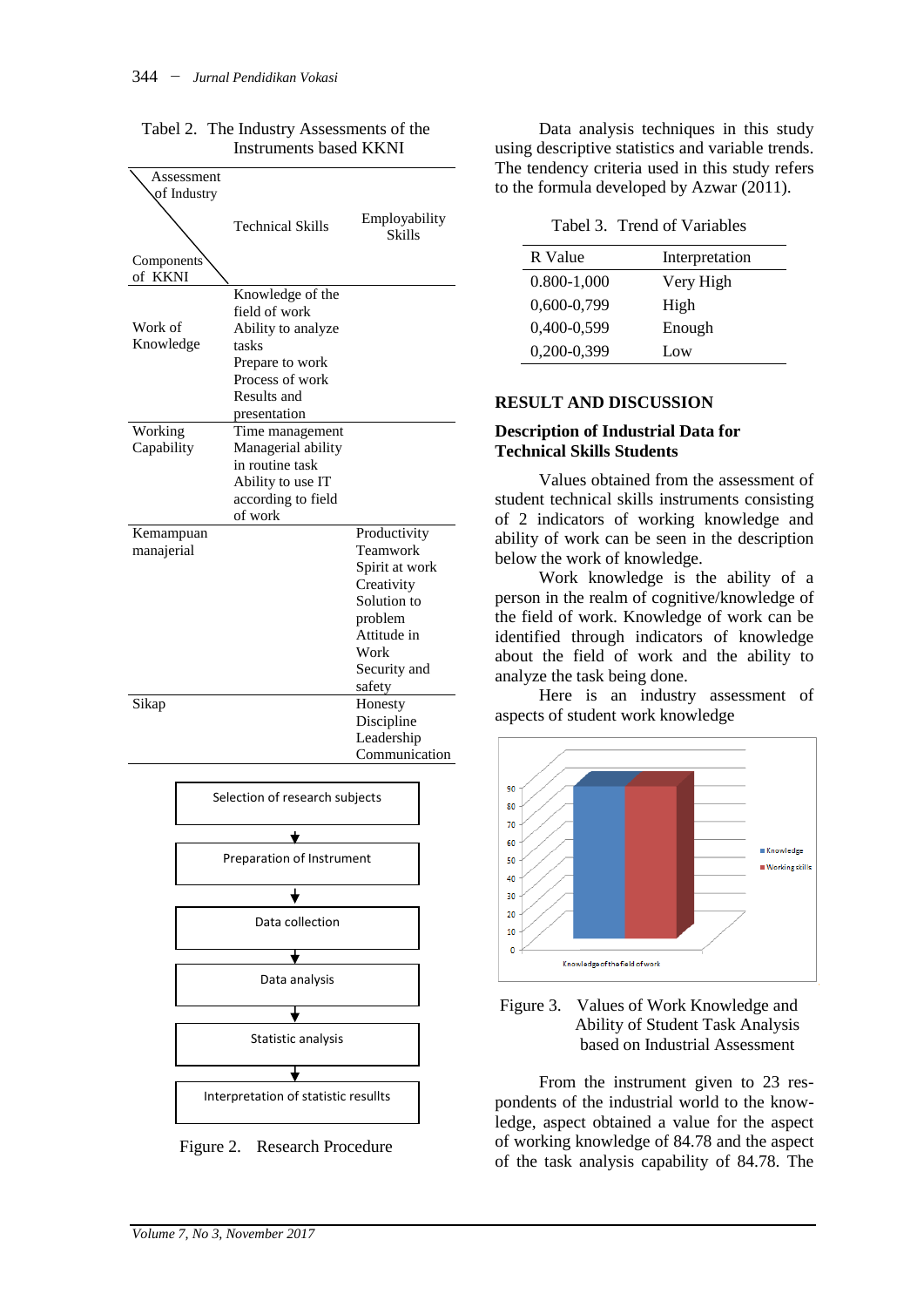Tabel 2. The Industry Assessments of the Instruments based KKNI

| Components of KKNI \ Assessment of Industry | Technical Skills | Employability Skills |
|---|---|---|
| Work of Knowledge | Knowledge of the field of work<br>Ability to analyze tasks<br>Prepare to work<br>Process of work<br>Results and presentation | |
| Working Capability | Time management<br>Managerial ability in routine task<br>Ability to use IT according to field of work | |
| Kemampuan manajerial | | Productivity<br>Teamwork<br>Spirit at work<br>Creativity<br>Solution to problem<br>Attitude in Work<br>Security and safety |
| Sikap | | Honesty<br>Discipline<br>Leadership<br>Communication |

Selection of research subjects → Preparation of Instrument → Data collection → Data analysis → Statistic analysis → Interpretation of statistic resullts

Figure 2. Research Procedure

Data analysis techniques in this study using descriptive statistics and variable trends. The tendency criteria used in this study refers to the formula developed by Azwar (2011).

Tabel 3. Trend of Variables

| R Value | Interpretation |
|---|---|
| 0.800-1,000 | Very High |
| 0,600-0,799 | High |
| 0,400-0,599 | Enough |
| 0,200-0,399 | Low |

## RESULT AND DISCUSSION

### Description of Industrial Data for Technical Skills Students

Values obtained from the assessment of student technical skills instruments consisting of 2 indicators of working knowledge and ability of work can be seen in the description below the work of knowledge.

Work knowledge is the ability of a person in the realm of cognitive/knowledge of the field of work. Knowledge of work can be identified through indicators of knowledge about the field of work and the ability to analyze the task being done.

Here is an industry assessment of aspects of student work knowledge

Figure 3. Values of Work Knowledge and Ability of Student Task Analysis based on Industrial Assessment

From the instrument given to 23 respondents of the industrial world to the knowledge, aspect obtained a value for the aspect of working knowledge of 84.78 and the aspect of the task analysis capability of 84.78. The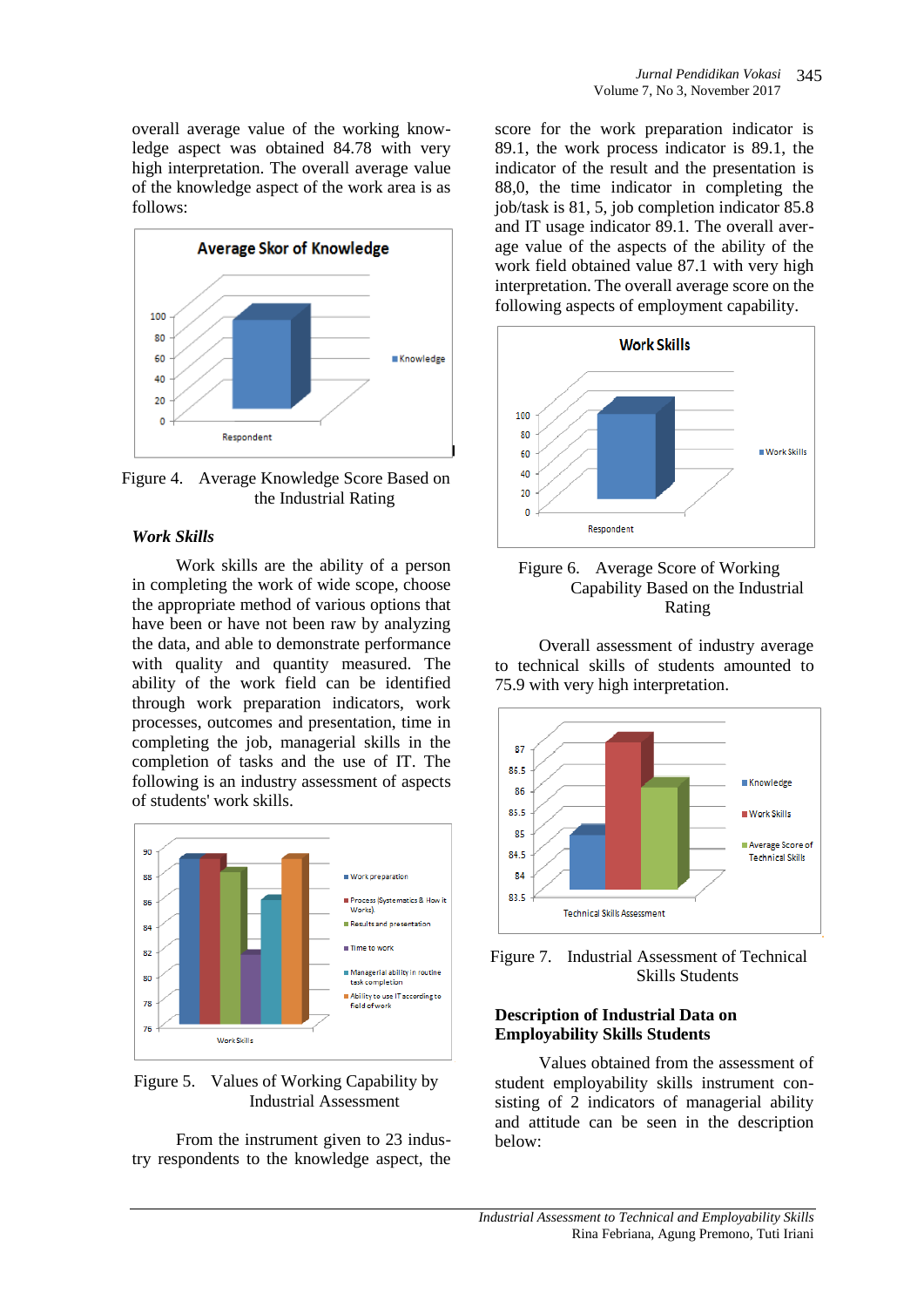overall average value of the working knowledge aspect was obtained 84.78 with very high interpretation. The overall average value of the knowledge aspect of the work area is as follows:

Figure 4. Average Knowledge Score Based on the Industrial Rating

### *Work Skills*

Work skills are the ability of a person in completing the work of wide scope, choose the appropriate method of various options that have been or have not been raw by analyzing the data, and able to demonstrate performance with quality and quantity measured. The ability of the work field can be identified through work preparation indicators, work processes, outcomes and presentation, time in completing the job, managerial skills in the completion of tasks and the use of IT. The following is an industry assessment of aspects of students' work skills.

Figure 5. Values of Working Capability by Industrial Assessment

From the instrument given to 23 industry respondents to the knowledge aspect, the score for the work preparation indicator is 89.1, the work process indicator is 89.1, the indicator of the result and the presentation is 88,0, the time indicator in completing the job/task is 81, 5, job completion indicator 85.8 and IT usage indicator 89.1. The overall average value of the aspects of the ability of the work field obtained value 87.1 with very high interpretation. The overall average score on the following aspects of employment capability.

Figure 6. Average Score of Working Capability Based on the Industrial Rating

Overall assessment of industry average to technical skills of students amounted to 75.9 with very high interpretation.

Figure 7. Industrial Assessment of Technical Skills Students

### Description of Industrial Data on Employability Skills Students

Values obtained from the assessment of student employability skills instrument consisting of 2 indicators of managerial ability and attitude can be seen in the description below: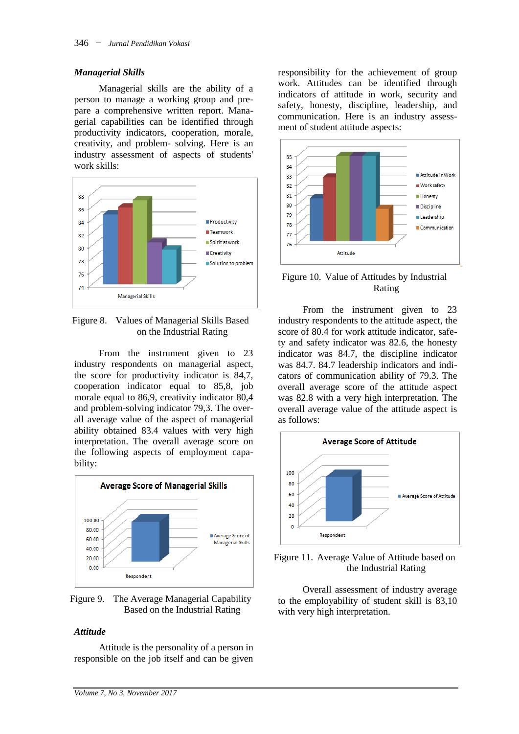### *Managerial Skills*

Managerial skills are the ability of a person to manage a working group and prepare a comprehensive written report. Managerial capabilities can be identified through productivity indicators, cooperation, morale, creativity, and problem- solving. Here is an industry assessment of aspects of students' work skills:

Figure 8. Values of Managerial Skills Based on the Industrial Rating

From the instrument given to 23 industry respondents on managerial aspect, the score for productivity indicator is 84,7, cooperation indicator equal to 85,8, job morale equal to 86,9, creativity indicator 80,4 and problem-solving indicator 79,3. The overall average value of the aspect of managerial ability obtained 83.4 values with very high interpretation. The overall average score on the following aspects of employment capability:

Figure 9. The Average Managerial Capability Based on the Industrial Rating

### *Attitude*

Attitude is the personality of a person in responsible on the job itself and can be given responsibility for the achievement of group work. Attitudes can be identified through indicators of attitude in work, security and safety, honesty, discipline, leadership, and communication. Here is an industry assessment of student attitude aspects:

Figure 10. Value of Attitudes by Industrial Rating

From the instrument given to 23 industry respondents to the attitude aspect, the score of 80.4 for work attitude indicator, safety and safety indicator was 82.6, the honesty indicator was 84.7, the discipline indicator was 84.7. 84.7 leadership indicators and indicators of communication ability of 79.3. The overall average score of the attitude aspect was 82.8 with a very high interpretation. The overall average value of the attitude aspect is as follows:

Figure 11. Average Value of Attitude based on the Industrial Rating

Overall assessment of industry average to the employability of student skill is 83,10 with very high interpretation.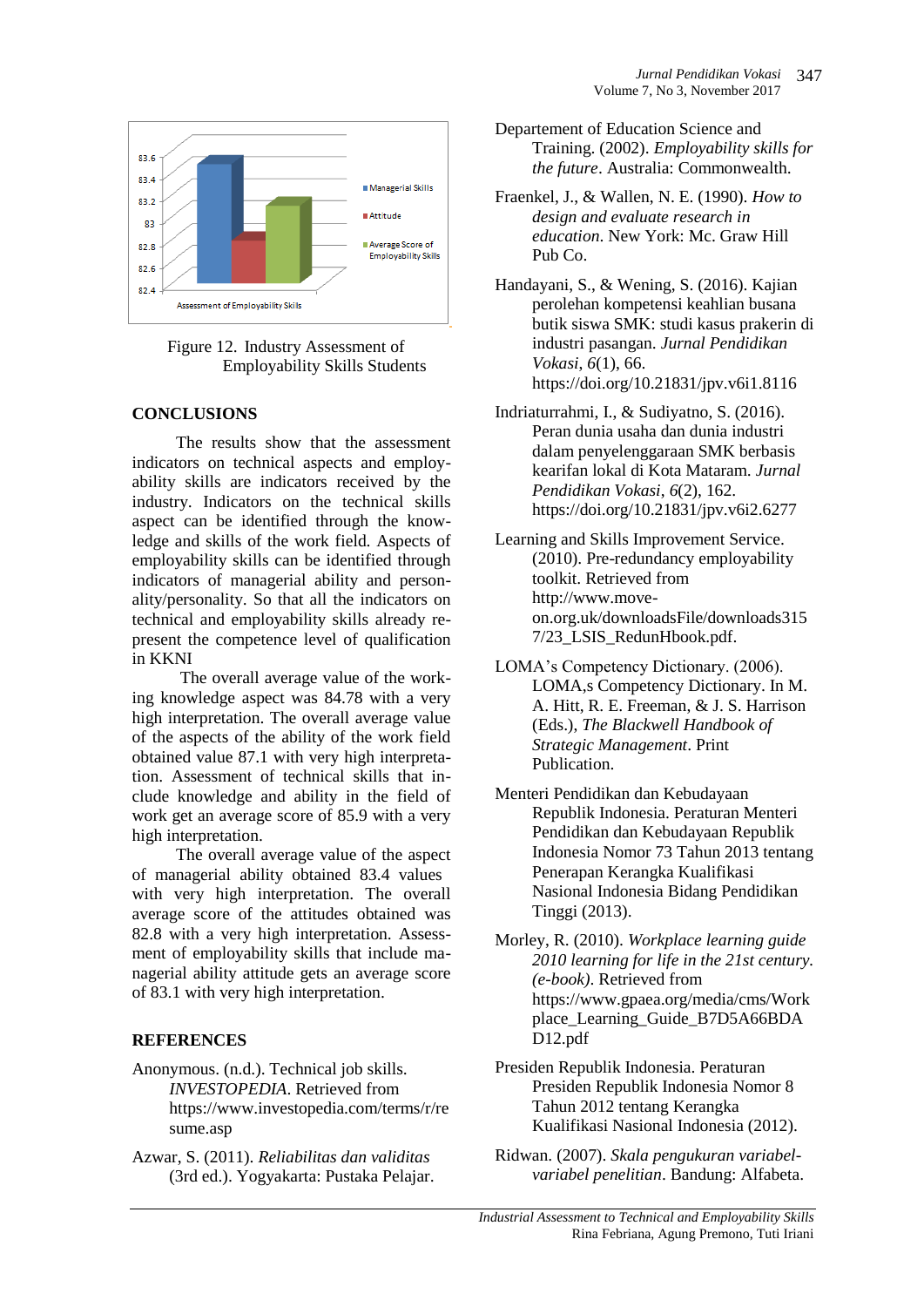Figure 12. Industry Assessment of Employability Skills Students

## CONCLUSIONS

The results show that the assessment indicators on technical aspects and employability skills are indicators received by the industry. Indicators on the technical skills aspect can be identified through the knowledge and skills of the work field. Aspects of employability skills can be identified through indicators of managerial ability and personality/personality. So that all the indicators on technical and employability skills already represent the competence level of qualification in KKNI

The overall average value of the working knowledge aspect was 84.78 with a very high interpretation. The overall average value of the aspects of the ability of the work field obtained value 87.1 with very high interpretation. Assessment of technical skills that include knowledge and ability in the field of work get an average score of 85.9 with a very high interpretation.

The overall average value of the aspect of managerial ability obtained 83.4 values with very high interpretation. The overall average score of the attitudes obtained was 82.8 with a very high interpretation. Assessment of employability skills that include managerial ability attitude gets an average score of 83.1 with very high interpretation.

## REFERENCES

Anonymous. (n.d.). Technical job skills. *INVESTOPEDIA*. Retrieved from https://www.investopedia.com/terms/r/resume.asp

Azwar, S. (2011). *Reliabilitas dan validitas* (3rd ed.). Yogyakarta: Pustaka Pelajar.

Departement of Education Science and Training. (2002). *Employability skills for the future*. Australia: Commonwealth.

Fraenkel, J., & Wallen, N. E. (1990). *How to design and evaluate research in education*. New York: Mc. Graw Hill Pub Co.

Handayani, S., & Wening, S. (2016). Kajian perolehan kompetensi keahlian busana butik siswa SMK: studi kasus prakerin di industri pasangan. *Jurnal Pendidikan Vokasi*, *6*(1), 66. https://doi.org/10.21831/jpv.v6i1.8116

Indriaturrahmi, I., & Sudiyatno, S. (2016). Peran dunia usaha dan dunia industri dalam penyelenggaraan SMK berbasis kearifan lokal di Kota Mataram. *Jurnal Pendidikan Vokasi*, *6*(2), 162. https://doi.org/10.21831/jpv.v6i2.6277

Learning and Skills Improvement Service. (2010). Pre-redundancy employability toolkit. Retrieved from http://www.move-on.org.uk/downloadsFile/downloads3157/23_LSIS_RedunHbook.pdf.

LOMA's Competency Dictionary. (2006). LOMA,s Competency Dictionary. In M. A. Hitt, R. E. Freeman, & J. S. Harrison (Eds.), *The Blackwell Handbook of Strategic Management*. Print Publication.

Menteri Pendidikan dan Kebudayaan Republik Indonesia. Peraturan Menteri Pendidikan dan Kebudayaan Republik Indonesia Nomor 73 Tahun 2013 tentang Penerapan Kerangka Kualifikasi Nasional Indonesia Bidang Pendidikan Tinggi (2013).

Morley, R. (2010). *Workplace learning guide 2010 learning for life in the 21st century. (e-book)*. Retrieved from https://www.gpaea.org/media/cms/Workplace_Learning_Guide_B7D5A66BDAD12.pdf

Presiden Republik Indonesia. Peraturan Presiden Republik Indonesia Nomor 8 Tahun 2012 tentang Kerangka Kualifikasi Nasional Indonesia (2012).

Ridwan. (2007). *Skala pengukuran variabel-variabel penelitian*. Bandung: Alfabeta.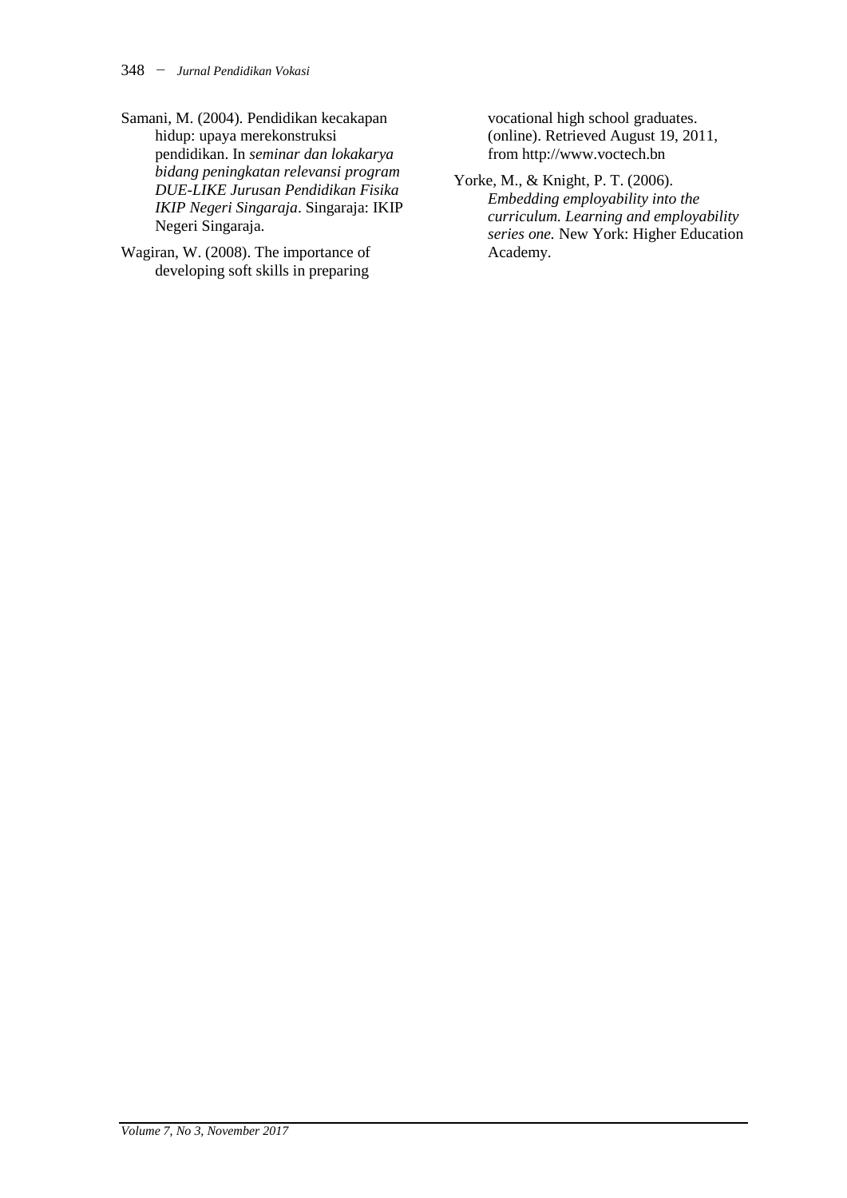Samani, M. (2004). Pendidikan kecakapan hidup: upaya merekonstruksi pendidikan. In *seminar dan lokakarya bidang peningkatan relevansi program DUE-LIKE Jurusan Pendidikan Fisika IKIP Negeri Singaraja*. Singaraja: IKIP Negeri Singaraja.

Wagiran, W. (2008). The importance of developing soft skills in preparing vocational high school graduates. (online). Retrieved August 19, 2011, from http://www.voctech.bn

Yorke, M., & Knight, P. T. (2006). *Embedding employability into the curriculum. Learning and employability series one.* New York: Higher Education Academy.